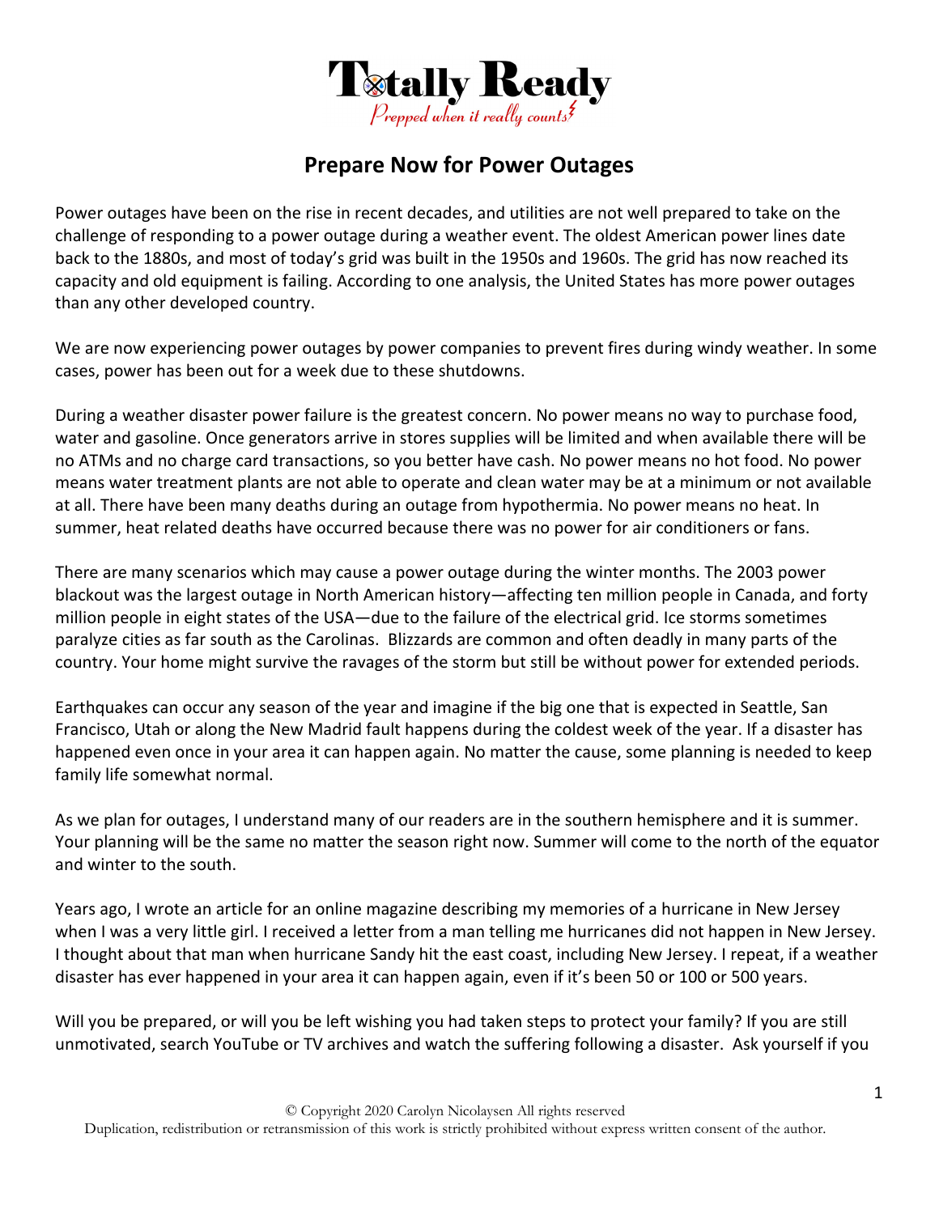# Totally Ready

*Prepped when it really counts*

## Prepare Now for Power Outages

Power outages have been on the rise in recent decades, and utilities are not well prepared to take on the challenge of responding to a power outage during a weather event. The oldest American power lines date back to the 1880s, and most of today's grid was built in the 1950s and 1960s. The grid has now reached its capacity and old equipment is failing. According to one analysis, the United States has more power outages than any other developed country.

We are now experiencing power outages by power companies to prevent fires during windy weather. In some cases, power has been out for a week due to these shutdowns.

During a weather disaster power failure is the greatest concern. No power means no way to purchase food, water and gasoline. Once generators arrive in stores supplies will be limited and when available there will be no ATMs and no charge card transactions, so you better have cash. No power means no hot food. No power means water treatment plants are not able to operate and clean water may be at a minimum or not available at all. There have been many deaths during an outage from hypothermia. No power means no heat. In summer, heat related deaths have occurred because there was no power for air conditioners or fans.

There are many scenarios which may cause a power outage during the winter months. The 2003 power blackout was the largest outage in North American history—affecting ten million people in Canada, and forty million people in eight states of the USA—due to the failure of the electrical grid. Ice storms sometimes paralyze cities as far south as the Carolinas. Blizzards are common and often deadly in many parts of the country. Your home might survive the ravages of the storm but still be without power for extended periods.

Earthquakes can occur any season of the year and imagine if the big one that is expected in Seattle, San Francisco, Utah or along the New Madrid fault happens during the coldest week of the year. If a disaster has happened even once in your area it can happen again. No matter the cause, some planning is needed to keep family life somewhat normal.

As we plan for outages, I understand many of our readers are in the southern hemisphere and it is summer. Your planning will be the same no matter the season right now. Summer will come to the north of the equator and winter to the south.

Years ago, I wrote an article for an online magazine describing my memories of a hurricane in New Jersey when I was a very little girl. I received a letter from a man telling me hurricanes did not happen in New Jersey. I thought about that man when hurricane Sandy hit the east coast, including New Jersey. I repeat, if a weather disaster has ever happened in your area it can happen again, even if it's been 50 or 100 or 500 years.

Will you be prepared, or will you be left wishing you had taken steps to protect your family? If you are still unmotivated, search YouTube or TV archives and watch the suffering following a disaster. Ask yourself if you

© Copyright 2020 Carolyn Nicolaysen All rights reserved
Duplication, redistribution or retransmission of this work is strictly prohibited without express written consent of the author.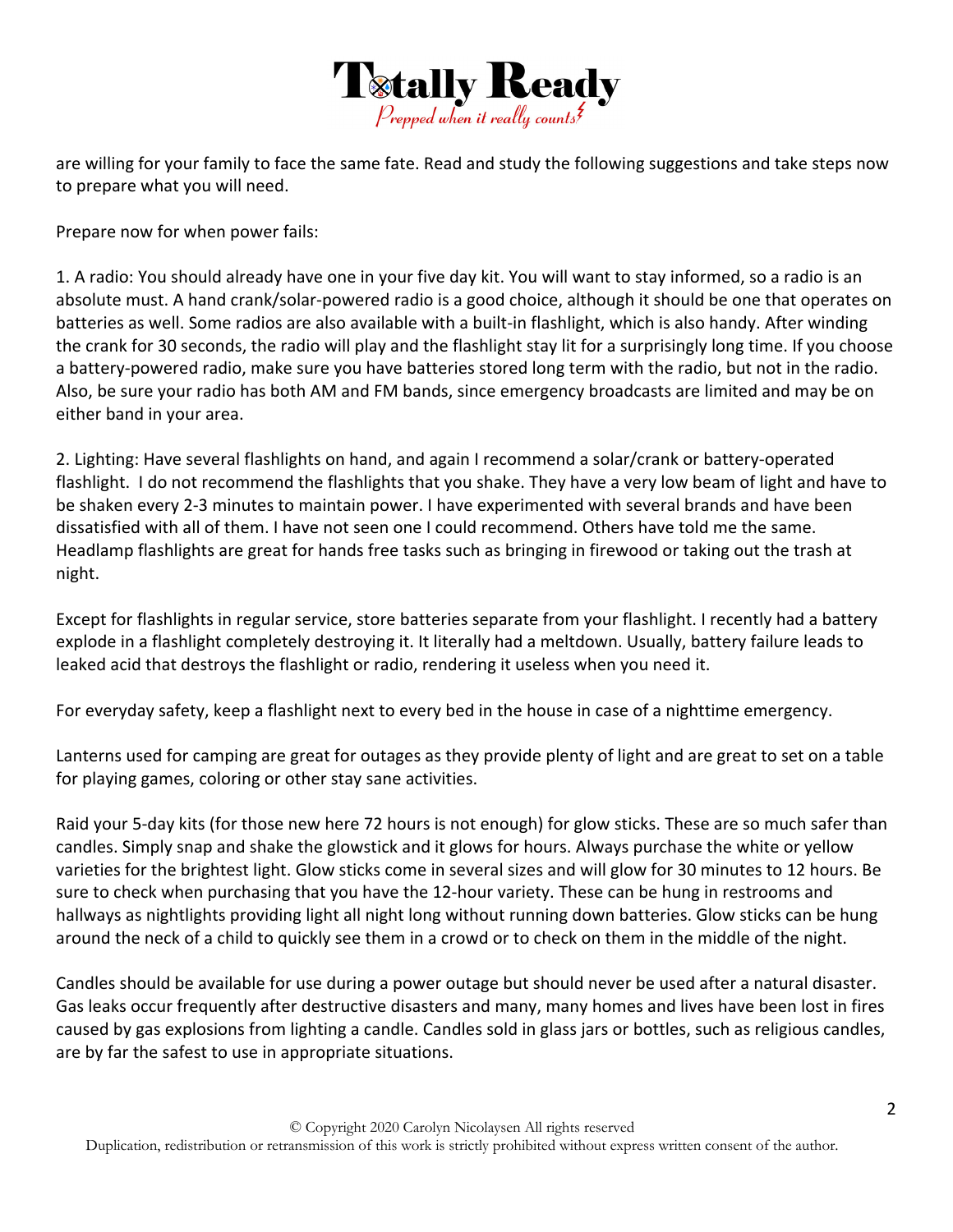are willing for your family to face the same fate. Read and study the following suggestions and take steps now to prepare what you will need.

Prepare now for when power fails:

1. A radio: You should already have one in your five day kit. You will want to stay informed, so a radio is an absolute must. A hand crank/solar-powered radio is a good choice, although it should be one that operates on batteries as well. Some radios are also available with a built-in flashlight, which is also handy. After winding the crank for 30 seconds, the radio will play and the flashlight stay lit for a surprisingly long time. If you choose a battery-powered radio, make sure you have batteries stored long term with the radio, but not in the radio. Also, be sure your radio has both AM and FM bands, since emergency broadcasts are limited and may be on either band in your area.

2. Lighting: Have several flashlights on hand, and again I recommend a solar/crank or battery-operated flashlight. I do not recommend the flashlights that you shake. They have a very low beam of light and have to be shaken every 2-3 minutes to maintain power. I have experimented with several brands and have been dissatisfied with all of them. I have not seen one I could recommend. Others have told me the same. Headlamp flashlights are great for hands free tasks such as bringing in firewood or taking out the trash at night.

Except for flashlights in regular service, store batteries separate from your flashlight. I recently had a battery explode in a flashlight completely destroying it. It literally had a meltdown. Usually, battery failure leads to leaked acid that destroys the flashlight or radio, rendering it useless when you need it.

For everyday safety, keep a flashlight next to every bed in the house in case of a nighttime emergency.

Lanterns used for camping are great for outages as they provide plenty of light and are great to set on a table for playing games, coloring or other stay sane activities.

Raid your 5-day kits (for those new here 72 hours is not enough) for glow sticks. These are so much safer than candles. Simply snap and shake the glowstick and it glows for hours. Always purchase the white or yellow varieties for the brightest light. Glow sticks come in several sizes and will glow for 30 minutes to 12 hours. Be sure to check when purchasing that you have the 12-hour variety. These can be hung in restrooms and hallways as nightlights providing light all night long without running down batteries. Glow sticks can be hung around the neck of a child to quickly see them in a crowd or to check on them in the middle of the night.

Candles should be available for use during a power outage but should never be used after a natural disaster. Gas leaks occur frequently after destructive disasters and many, many homes and lives have been lost in fires caused by gas explosions from lighting a candle. Candles sold in glass jars or bottles, such as religious candles, are by far the safest to use in appropriate situations.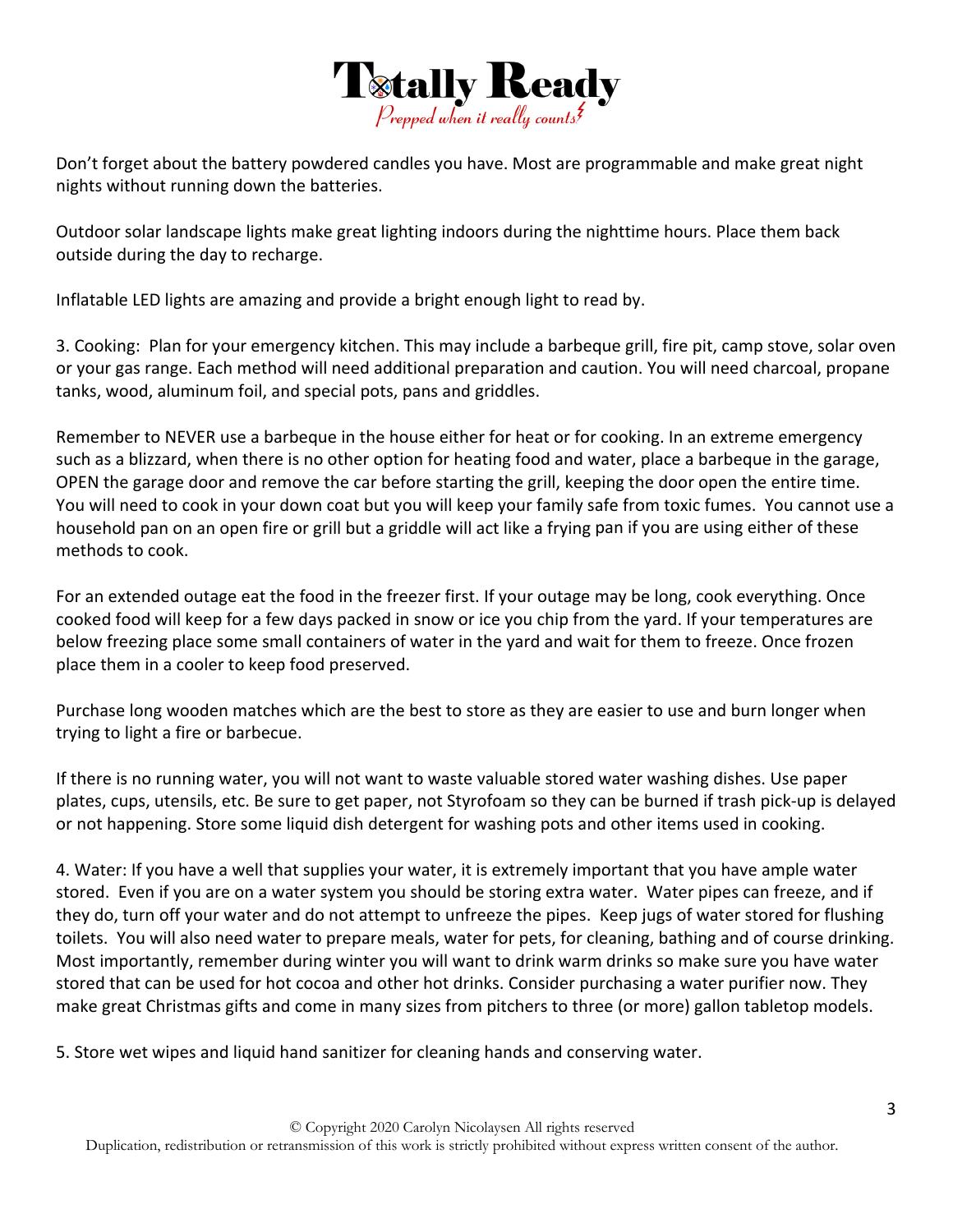Don't forget about the battery powdered candles you have. Most are programmable and make great night nights without running down the batteries.

Outdoor solar landscape lights make great lighting indoors during the nighttime hours. Place them back outside during the day to recharge.

Inflatable LED lights are amazing and provide a bright enough light to read by.

3. Cooking: Plan for your emergency kitchen. This may include a barbeque grill, fire pit, camp stove, solar oven or your gas range. Each method will need additional preparation and caution. You will need charcoal, propane tanks, wood, aluminum foil, and special pots, pans and griddles.

Remember to NEVER use a barbeque in the house either for heat or for cooking. In an extreme emergency such as a blizzard, when there is no other option for heating food and water, place a barbeque in the garage, OPEN the garage door and remove the car before starting the grill, keeping the door open the entire time. You will need to cook in your down coat but you will keep your family safe from toxic fumes. You cannot use a household pan on an open fire or grill but a griddle will act like a frying pan if you are using either of these methods to cook.

For an extended outage eat the food in the freezer first. If your outage may be long, cook everything. Once cooked food will keep for a few days packed in snow or ice you chip from the yard. If your temperatures are below freezing place some small containers of water in the yard and wait for them to freeze. Once frozen place them in a cooler to keep food preserved.

Purchase long wooden matches which are the best to store as they are easier to use and burn longer when trying to light a fire or barbecue.

If there is no running water, you will not want to waste valuable stored water washing dishes. Use paper plates, cups, utensils, etc. Be sure to get paper, not Styrofoam so they can be burned if trash pick-up is delayed or not happening. Store some liquid dish detergent for washing pots and other items used in cooking.

4. Water: If you have a well that supplies your water, it is extremely important that you have ample water stored. Even if you are on a water system you should be storing extra water. Water pipes can freeze, and if they do, turn off your water and do not attempt to unfreeze the pipes. Keep jugs of water stored for flushing toilets. You will also need water to prepare meals, water for pets, for cleaning, bathing and of course drinking. Most importantly, remember during winter you will want to drink warm drinks so make sure you have water stored that can be used for hot cocoa and other hot drinks. Consider purchasing a water purifier now. They make great Christmas gifts and come in many sizes from pitchers to three (or more) gallon tabletop models.

5. Store wet wipes and liquid hand sanitizer for cleaning hands and conserving water.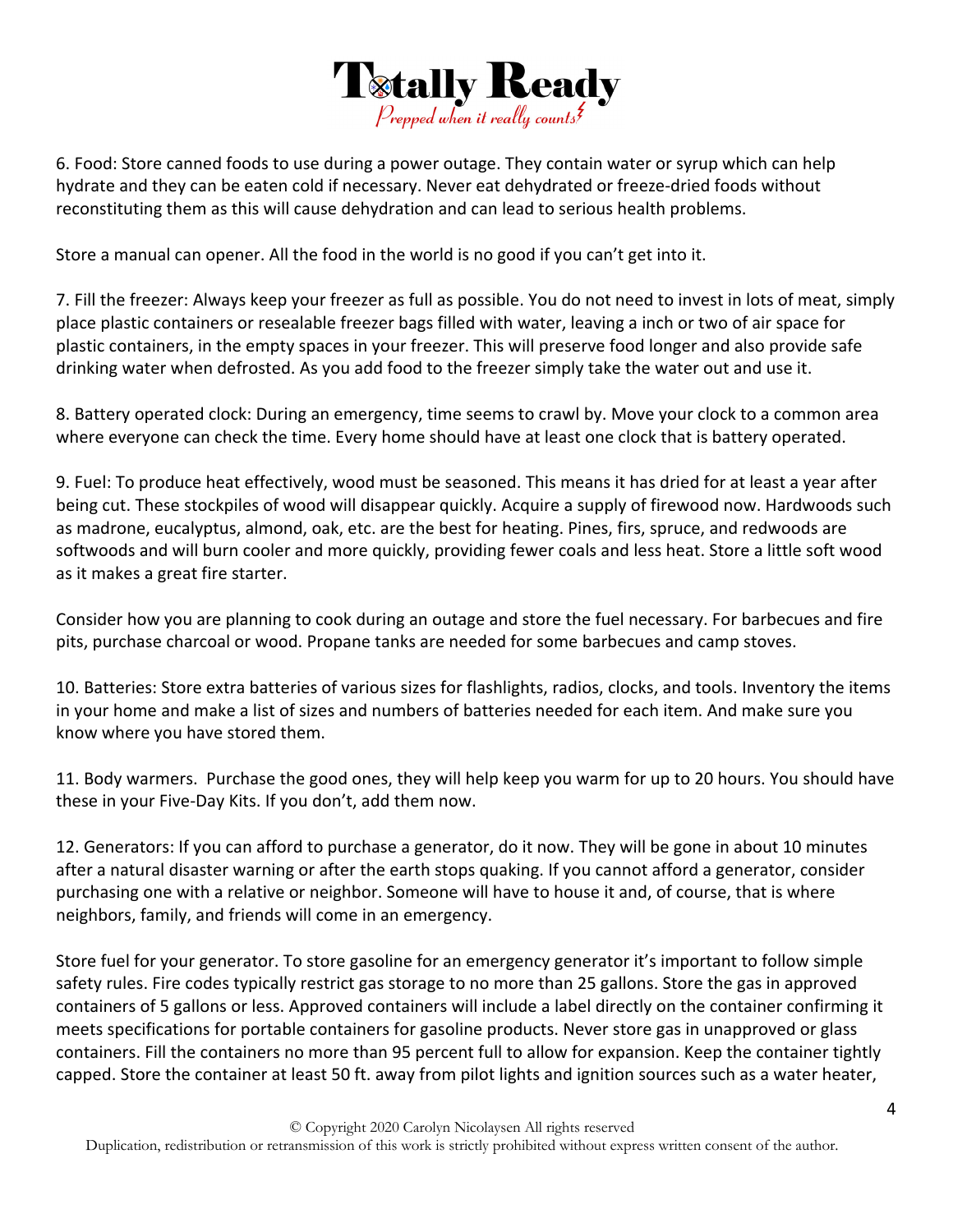6. Food: Store canned foods to use during a power outage. They contain water or syrup which can help hydrate and they can be eaten cold if necessary. Never eat dehydrated or freeze-dried foods without reconstituting them as this will cause dehydration and can lead to serious health problems.

Store a manual can opener. All the food in the world is no good if you can't get into it.

7. Fill the freezer: Always keep your freezer as full as possible. You do not need to invest in lots of meat, simply place plastic containers or resealable freezer bags filled with water, leaving a inch or two of air space for plastic containers, in the empty spaces in your freezer. This will preserve food longer and also provide safe drinking water when defrosted. As you add food to the freezer simply take the water out and use it.

8. Battery operated clock: During an emergency, time seems to crawl by. Move your clock to a common area where everyone can check the time. Every home should have at least one clock that is battery operated.

9. Fuel: To produce heat effectively, wood must be seasoned. This means it has dried for at least a year after being cut. These stockpiles of wood will disappear quickly. Acquire a supply of firewood now. Hardwoods such as madrone, eucalyptus, almond, oak, etc. are the best for heating. Pines, firs, spruce, and redwoods are softwoods and will burn cooler and more quickly, providing fewer coals and less heat. Store a little soft wood as it makes a great fire starter.

Consider how you are planning to cook during an outage and store the fuel necessary. For barbecues and fire pits, purchase charcoal or wood. Propane tanks are needed for some barbecues and camp stoves.

10. Batteries: Store extra batteries of various sizes for flashlights, radios, clocks, and tools. Inventory the items in your home and make a list of sizes and numbers of batteries needed for each item. And make sure you know where you have stored them.

11. Body warmers. Purchase the good ones, they will help keep you warm for up to 20 hours. You should have these in your Five-Day Kits. If you don't, add them now.

12. Generators: If you can afford to purchase a generator, do it now. They will be gone in about 10 minutes after a natural disaster warning or after the earth stops quaking. If you cannot afford a generator, consider purchasing one with a relative or neighbor. Someone will have to house it and, of course, that is where neighbors, family, and friends will come in an emergency.

Store fuel for your generator. To store gasoline for an emergency generator it's important to follow simple safety rules. Fire codes typically restrict gas storage to no more than 25 gallons. Store the gas in approved containers of 5 gallons or less. Approved containers will include a label directly on the container confirming it meets specifications for portable containers for gasoline products. Never store gas in unapproved or glass containers. Fill the containers no more than 95 percent full to allow for expansion. Keep the container tightly capped. Store the container at least 50 ft. away from pilot lights and ignition sources such as a water heater,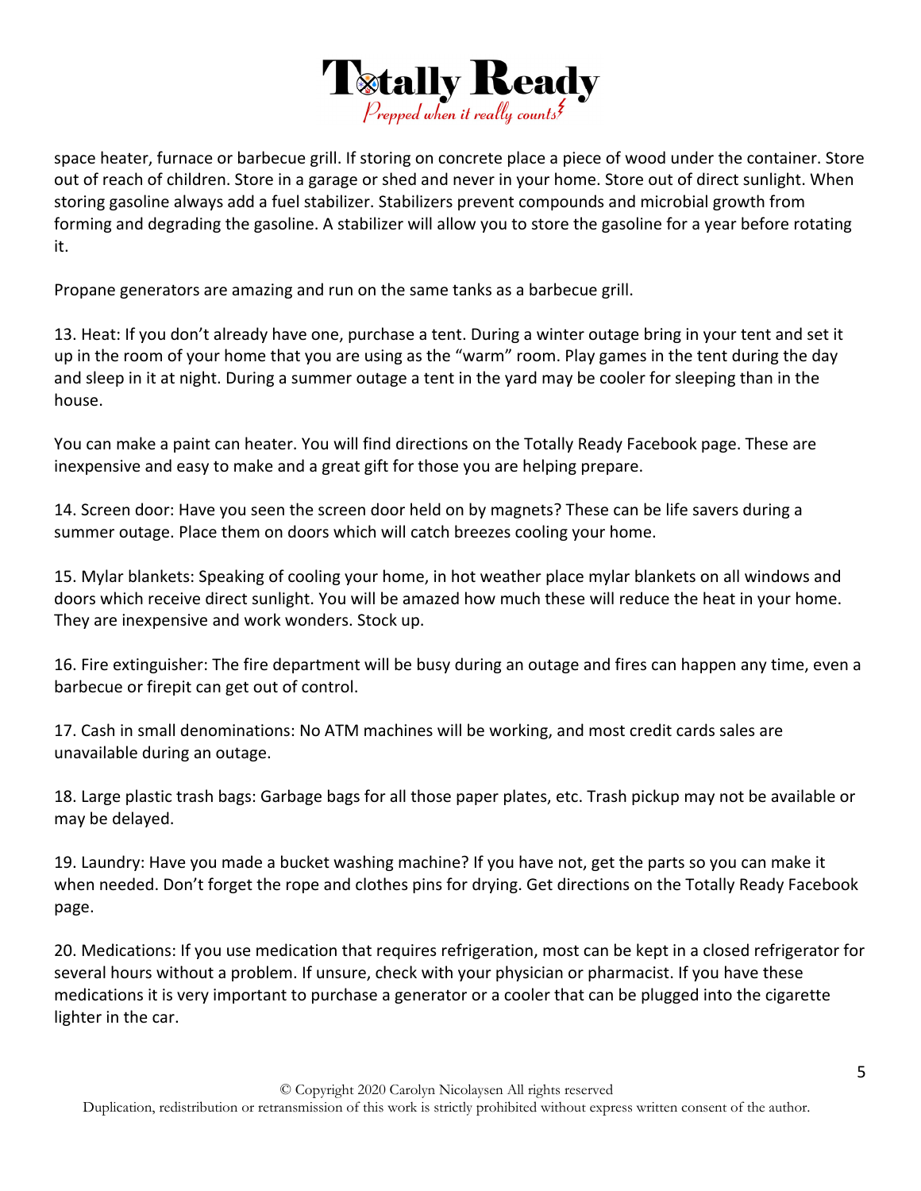space heater, furnace or barbecue grill. If storing on concrete place a piece of wood under the container. Store out of reach of children. Store in a garage or shed and never in your home. Store out of direct sunlight. When storing gasoline always add a fuel stabilizer. Stabilizers prevent compounds and microbial growth from forming and degrading the gasoline. A stabilizer will allow you to store the gasoline for a year before rotating it.

Propane generators are amazing and run on the same tanks as a barbecue grill.

13. Heat: If you don't already have one, purchase a tent. During a winter outage bring in your tent and set it up in the room of your home that you are using as the "warm" room. Play games in the tent during the day and sleep in it at night. During a summer outage a tent in the yard may be cooler for sleeping than in the house.

You can make a paint can heater. You will find directions on the Totally Ready Facebook page. These are inexpensive and easy to make and a great gift for those you are helping prepare.

14. Screen door: Have you seen the screen door held on by magnets? These can be life savers during a summer outage. Place them on doors which will catch breezes cooling your home.

15. Mylar blankets: Speaking of cooling your home, in hot weather place mylar blankets on all windows and doors which receive direct sunlight. You will be amazed how much these will reduce the heat in your home. They are inexpensive and work wonders. Stock up.

16. Fire extinguisher: The fire department will be busy during an outage and fires can happen any time, even a barbecue or firepit can get out of control.

17. Cash in small denominations: No ATM machines will be working, and most credit cards sales are unavailable during an outage.

18. Large plastic trash bags: Garbage bags for all those paper plates, etc. Trash pickup may not be available or may be delayed.

19. Laundry: Have you made a bucket washing machine? If you have not, get the parts so you can make it when needed. Don't forget the rope and clothes pins for drying. Get directions on the Totally Ready Facebook page.

20. Medications: If you use medication that requires refrigeration, most can be kept in a closed refrigerator for several hours without a problem. If unsure, check with your physician or pharmacist. If you have these medications it is very important to purchase a generator or a cooler that can be plugged into the cigarette lighter in the car.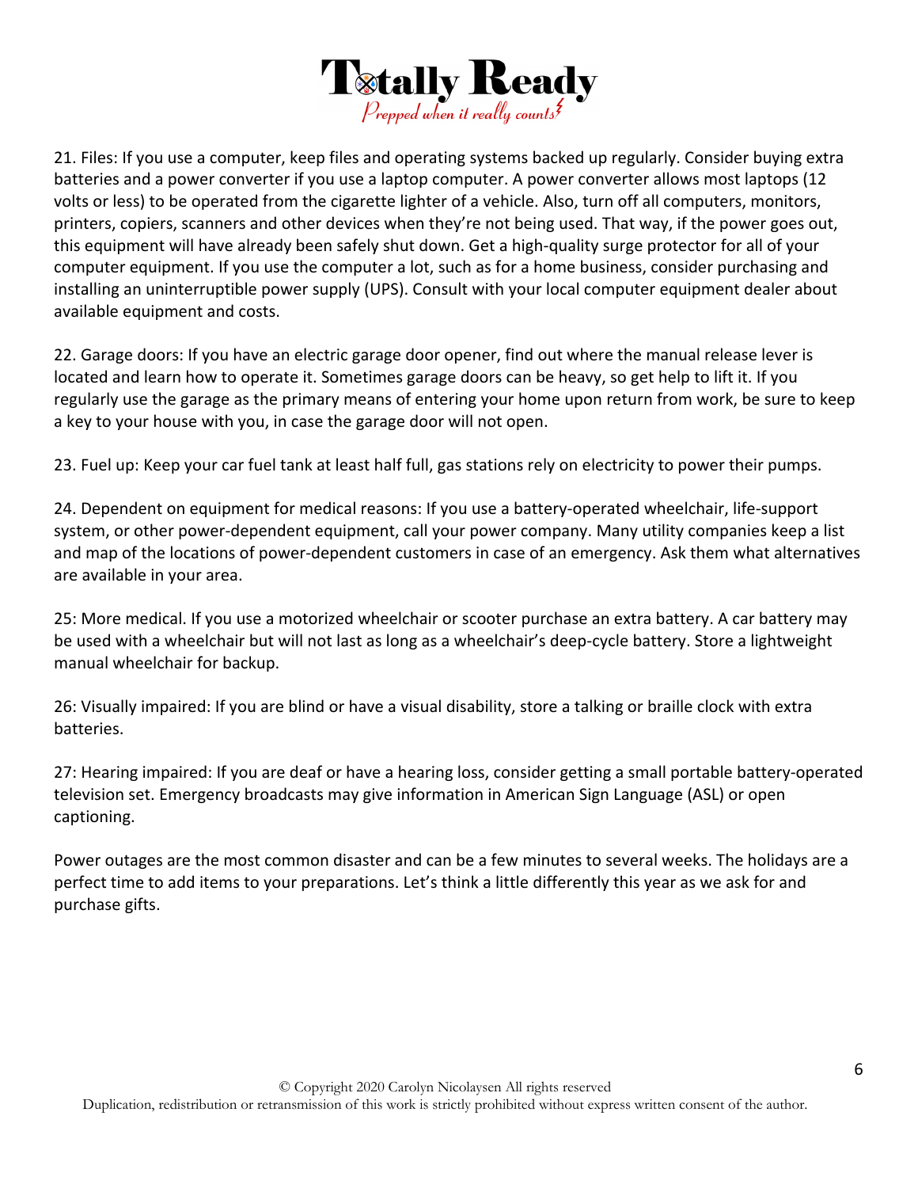21. Files: If you use a computer, keep files and operating systems backed up regularly. Consider buying extra batteries and a power converter if you use a laptop computer. A power converter allows most laptops (12 volts or less) to be operated from the cigarette lighter of a vehicle. Also, turn off all computers, monitors, printers, copiers, scanners and other devices when they're not being used. That way, if the power goes out, this equipment will have already been safely shut down. Get a high-quality surge protector for all of your computer equipment. If you use the computer a lot, such as for a home business, consider purchasing and installing an uninterruptible power supply (UPS). Consult with your local computer equipment dealer about available equipment and costs.

22. Garage doors: If you have an electric garage door opener, find out where the manual release lever is located and learn how to operate it. Sometimes garage doors can be heavy, so get help to lift it. If you regularly use the garage as the primary means of entering your home upon return from work, be sure to keep a key to your house with you, in case the garage door will not open.

23. Fuel up: Keep your car fuel tank at least half full, gas stations rely on electricity to power their pumps.

24. Dependent on equipment for medical reasons: If you use a battery-operated wheelchair, life-support system, or other power-dependent equipment, call your power company. Many utility companies keep a list and map of the locations of power-dependent customers in case of an emergency. Ask them what alternatives are available in your area.

25: More medical. If you use a motorized wheelchair or scooter purchase an extra battery. A car battery may be used with a wheelchair but will not last as long as a wheelchair's deep-cycle battery. Store a lightweight manual wheelchair for backup.

26: Visually impaired: If you are blind or have a visual disability, store a talking or braille clock with extra batteries.

27: Hearing impaired: If you are deaf or have a hearing loss, consider getting a small portable battery-operated television set. Emergency broadcasts may give information in American Sign Language (ASL) or open captioning.

Power outages are the most common disaster and can be a few minutes to several weeks. The holidays are a perfect time to add items to your preparations. Let's think a little differently this year as we ask for and purchase gifts.